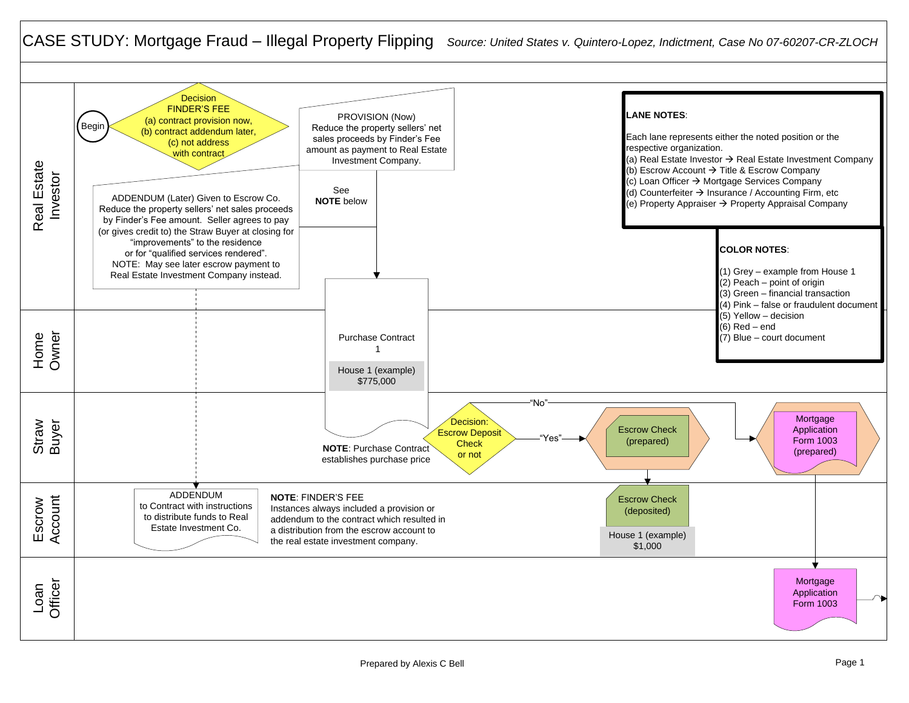# CASE STUDY: Mortgage Fraud – Illegal Property Flipping

*Source: United States v. Quintero-Lopez, Indictment, Case No 07-60207-CR-ZLOCH*

## Real Estate Investor

Begin

Decision
FINDER'S FEE
(a) contract provision now,
(b) contract addendum later,
(c) not address
with contract

PROVISION (Now)
Reduce the property sellers' net sales proceeds by Finder's Fee amount as payment to Real Estate Investment Company.

See **NOTE** below

ADDENDUM (Later) Given to Escrow Co.
Reduce the property sellers' net sales proceeds by Finder's Fee amount. Seller agrees to pay (or gives credit to) the Straw Buyer at closing for "improvements" to the residence or for "qualified services rendered".
NOTE: May see later escrow payment to Real Estate Investment Company instead.

**LANE NOTES**:

Each lane represents either the noted position or the respective organization.
(a) Real Estate Investor → Real Estate Investment Company
(b) Escrow Account → Title & Escrow Company
(c) Loan Officer → Mortgage Services Company
(d) Counterfeiter → Insurance / Accounting Firm, etc
(e) Property Appraiser → Property Appraisal Company

**COLOR NOTES**:

(1) Grey – example from House 1
(2) Peach – point of origin
(3) Green – financial transaction
(4) Pink – false or fraudulent document
(5) Yellow – decision
(6) Red – end
(7) Blue – court document

## Home Owner

Purchase Contract
1

House 1 (example)
$775,000

## Straw Buyer

**NOTE**: Purchase Contract establishes purchase price

Decision:
Escrow Deposit Check
or not

"Yes" → Escrow Check (prepared)

"No" → Mortgage Application Form 1003 (prepared)

## Escrow Account

ADDENDUM
to Contract with instructions to distribute funds to Real Estate Investment Co.

**NOTE**: FINDER'S FEE
Instances always included a provision or addendum to the contract which resulted in a distribution from the escrow account to the real estate investment company.

Escrow Check (deposited)

House 1 (example)
$1,000

## Loan Officer

Mortgage Application Form 1003

Prepared by Alexis C Bell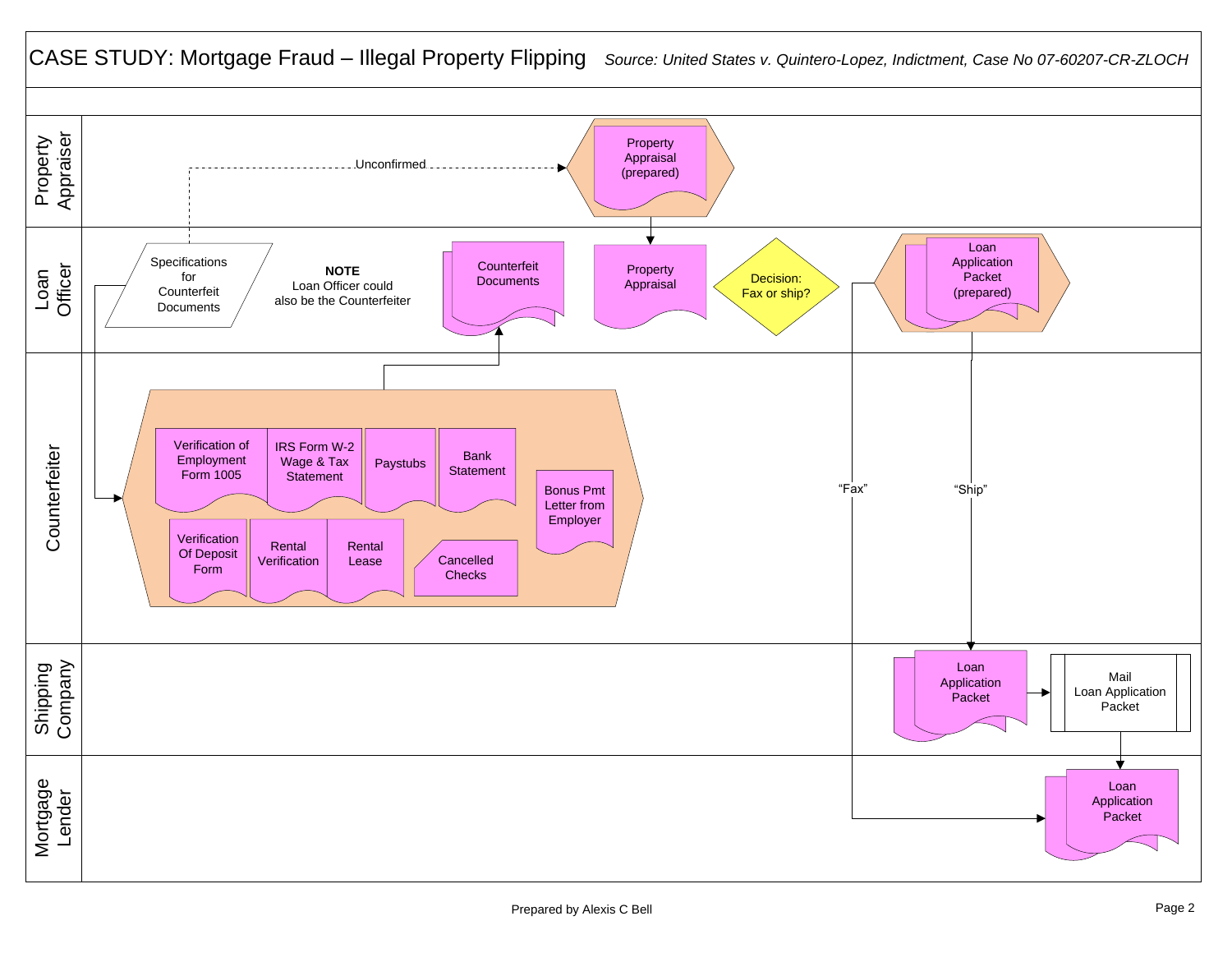# CASE STUDY: Mortgage Fraud – Illegal Property Flipping

*Source: United States v. Quintero-Lopez, Indictment, Case No 07-60207-CR-ZLOCH*

**Property Appraiser**

- Property Appraisal (prepared)
- Unconfirmed

**Loan Officer**

- Specifications for Counterfeit Documents
- **NOTE** Loan Officer could also be the Counterfeiter
- Counterfeit Documents
- Property Appraisal
- Decision: Fax or ship?
- Loan Application Packet (prepared)

**Counterfeiter**

- Verification of Employment Form 1005
- IRS Form W-2 Wage & Tax Statement
- Paystubs
- Bank Statement
- Bonus Pmt Letter from Employer
- Verification Of Deposit Form
- Rental Verification
- Rental Lease
- Cancelled Checks
- "Fax"
- "Ship"

**Shipping Company**

- Loan Application Packet
- Mail Loan Application Packet

**Mortgage Lender**

- Loan Application Packet

Prepared by Alexis C Bell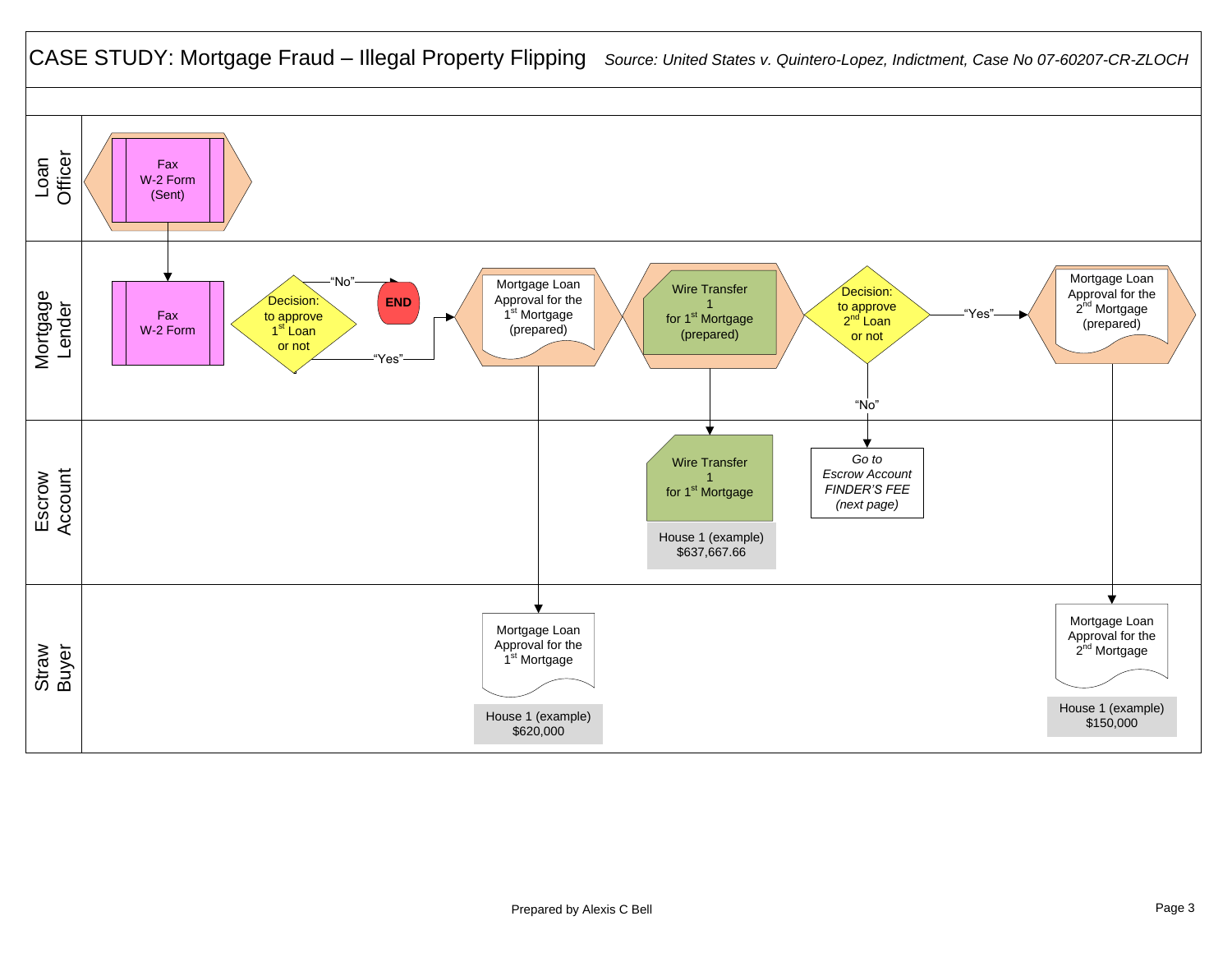# CASE STUDY: Mortgage Fraud – Illegal Property Flipping

*Source: United States v. Quintero-Lopez, Indictment, Case No 07-60207-CR-ZLOCH*

## Loan Officer

- Fax W-2 Form (Sent)

## Mortgage Lender

- Fax W-2 Form
- Decision: to approve 1st Loan or not
  - "No" → END
  - "Yes" → Mortgage Loan Approval for the 1st Mortgage (prepared)
- Wire Transfer 1 for 1st Mortgage (prepared)
- Decision: to approve 2nd Loan or not
  - "Yes" → Mortgage Loan Approval for the 2nd Mortgage (prepared)
  - "No" → *Go to Escrow Account FINDER'S FEE (next page)*

## Escrow Account

- Wire Transfer 1 for 1st Mortgage
  - House 1 (example) $637,667.66
- *Go to Escrow Account FINDER'S FEE (next page)*

## Straw Buyer

- Mortgage Loan Approval for the 1st Mortgage
  - House 1 (example) $620,000
- Mortgage Loan Approval for the 2nd Mortgage
  - House 1 (example) $150,000

Prepared by Alexis C Bell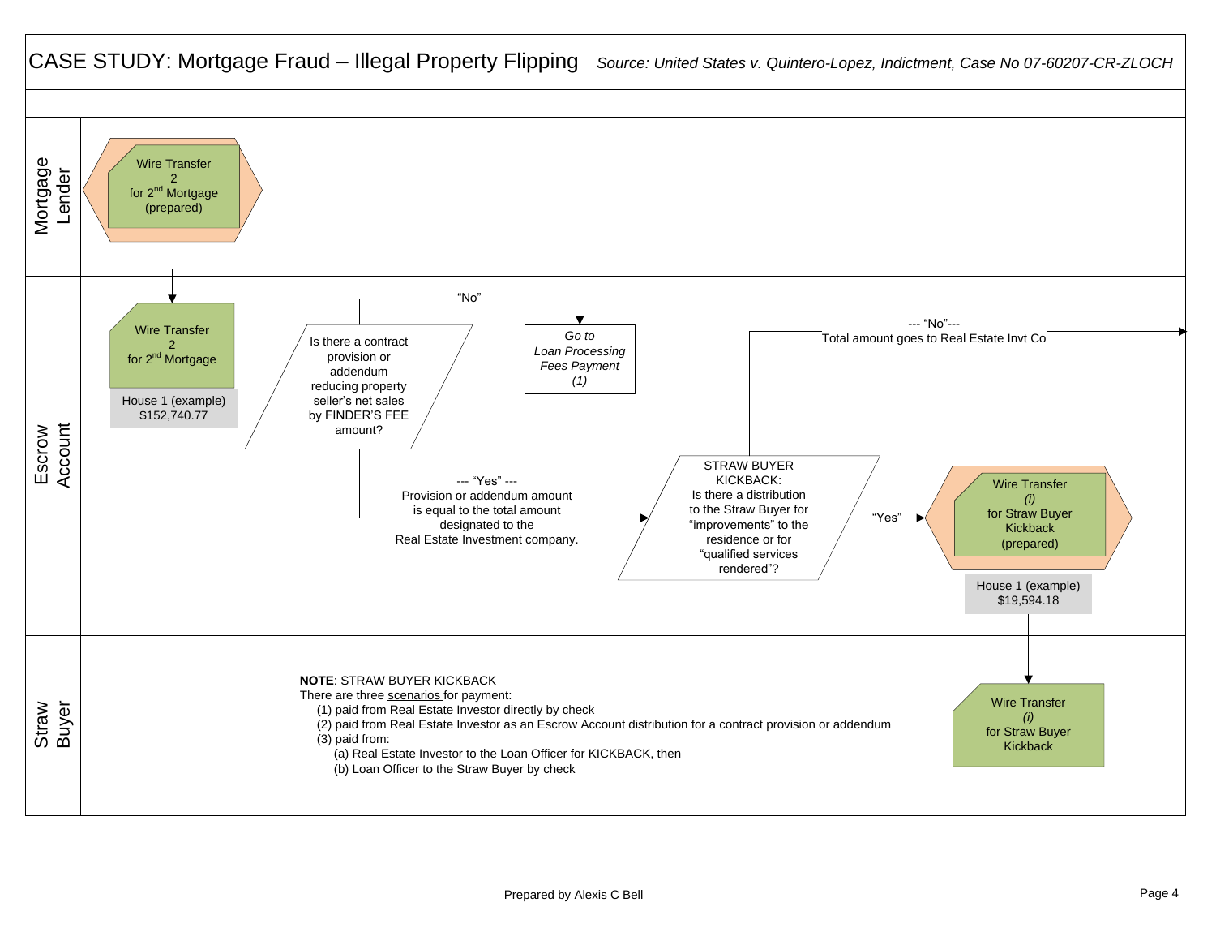# CASE STUDY: Mortgage Fraud – Illegal Property Flipping

*Source: United States v. Quintero-Lopez, Indictment, Case No 07-60207-CR-ZLOCH*

## Mortgage Lender

Wire Transfer 2 for 2nd Mortgage (prepared)

## Escrow Account

Wire Transfer 2 for 2nd Mortgage

House 1 (example) $152,740.77

Is there a contract provision or addendum reducing property seller's net sales by FINDER'S FEE amount?

"No" → *Go to Loan Processing Fees Payment (1)*

--- "Yes" --- Provision or addendum amount is equal to the total amount designated to the Real Estate Investment company.

STRAW BUYER KICKBACK: Is there a distribution to the Straw Buyer for "improvements" to the residence or for "qualified services rendered"?

--- "No"--- Total amount goes to Real Estate Invt Co

"Yes" → Wire Transfer *(i)* for Straw Buyer Kickback (prepared)

House 1 (example) $19,594.18

## Straw Buyer

Wire Transfer *(i)* for Straw Buyer Kickback

**NOTE**: STRAW BUYER KICKBACK

There are three scenarios for payment:

(1) paid from Real Estate Investor directly by check

(2) paid from Real Estate Investor as an Escrow Account distribution for a contract provision or addendum

(3) paid from:

- (a) Real Estate Investor to the Loan Officer for KICKBACK, then
- (b) Loan Officer to the Straw Buyer by check

Prepared by Alexis C Bell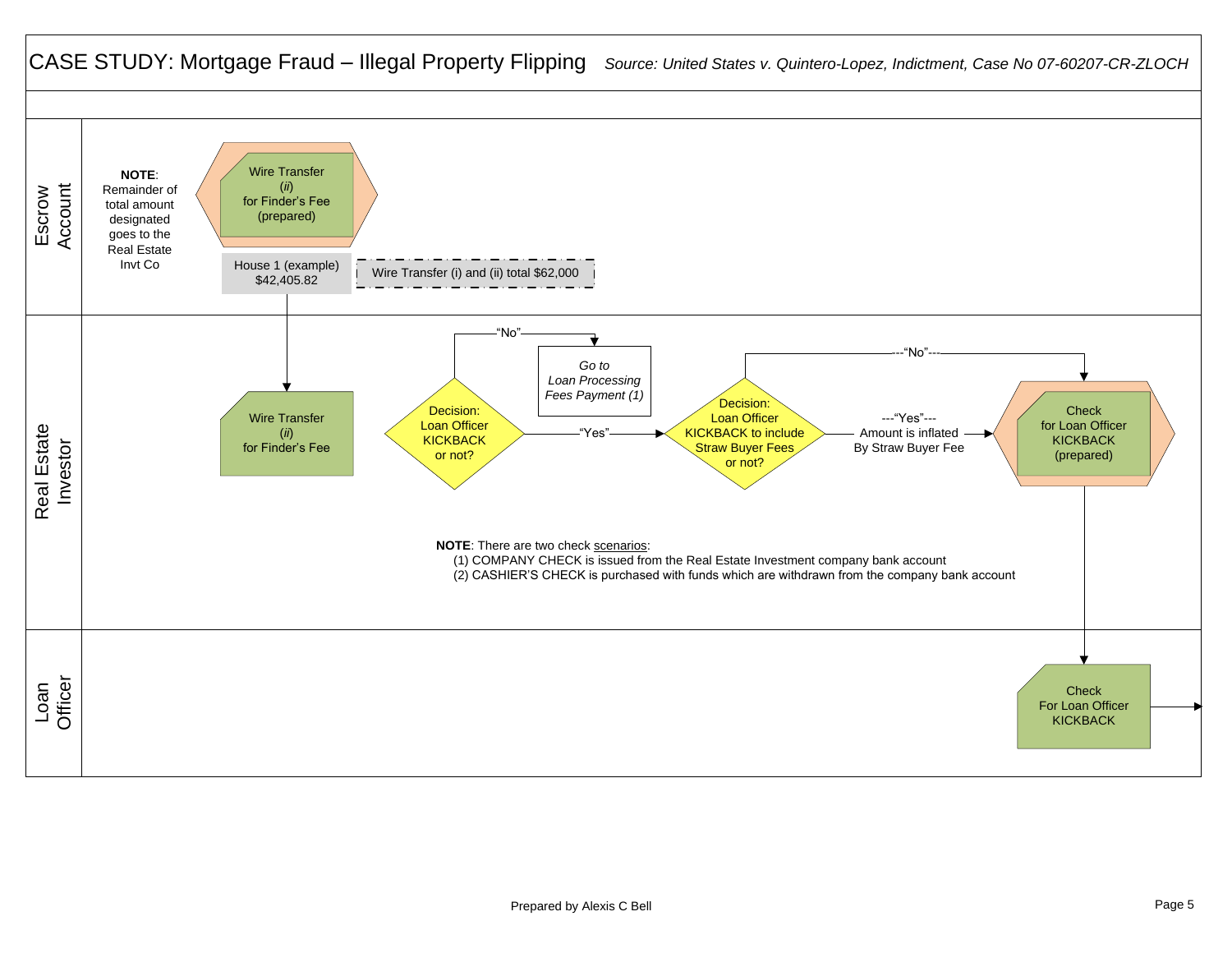# CASE STUDY: Mortgage Fraud – Illegal Property Flipping

*Source: United States v. Quintero-Lopez, Indictment, Case No 07-60207-CR-ZLOCH*

## Escrow Account

**NOTE**: Remainder of total amount designated goes to the Real Estate Invt Co

Wire Transfer (*ii*) for Finder's Fee (prepared)

House 1 (example) $42,405.82

Wire Transfer (i) and (ii) total $62,000

## Real Estate Investor

Wire Transfer (*ii*) for Finder's Fee

Decision: Loan Officer KICKBACK or not?

- "No" → *Go to Loan Processing Fees Payment (1)*
- "Yes" → Decision: Loan Officer KICKBACK to include Straw Buyer Fees or not?
  - "No" → Check for Loan Officer KICKBACK (prepared)
  - "Yes" — Amount is inflated By Straw Buyer Fee → Check for Loan Officer KICKBACK (prepared)

**NOTE**: There are two check scenarios:

(1) COMPANY CHECK is issued from the Real Estate Investment company bank account

(2) CASHIER'S CHECK is purchased with funds which are withdrawn from the company bank account

## Loan Officer

Check For Loan Officer KICKBACK

Prepared by Alexis C Bell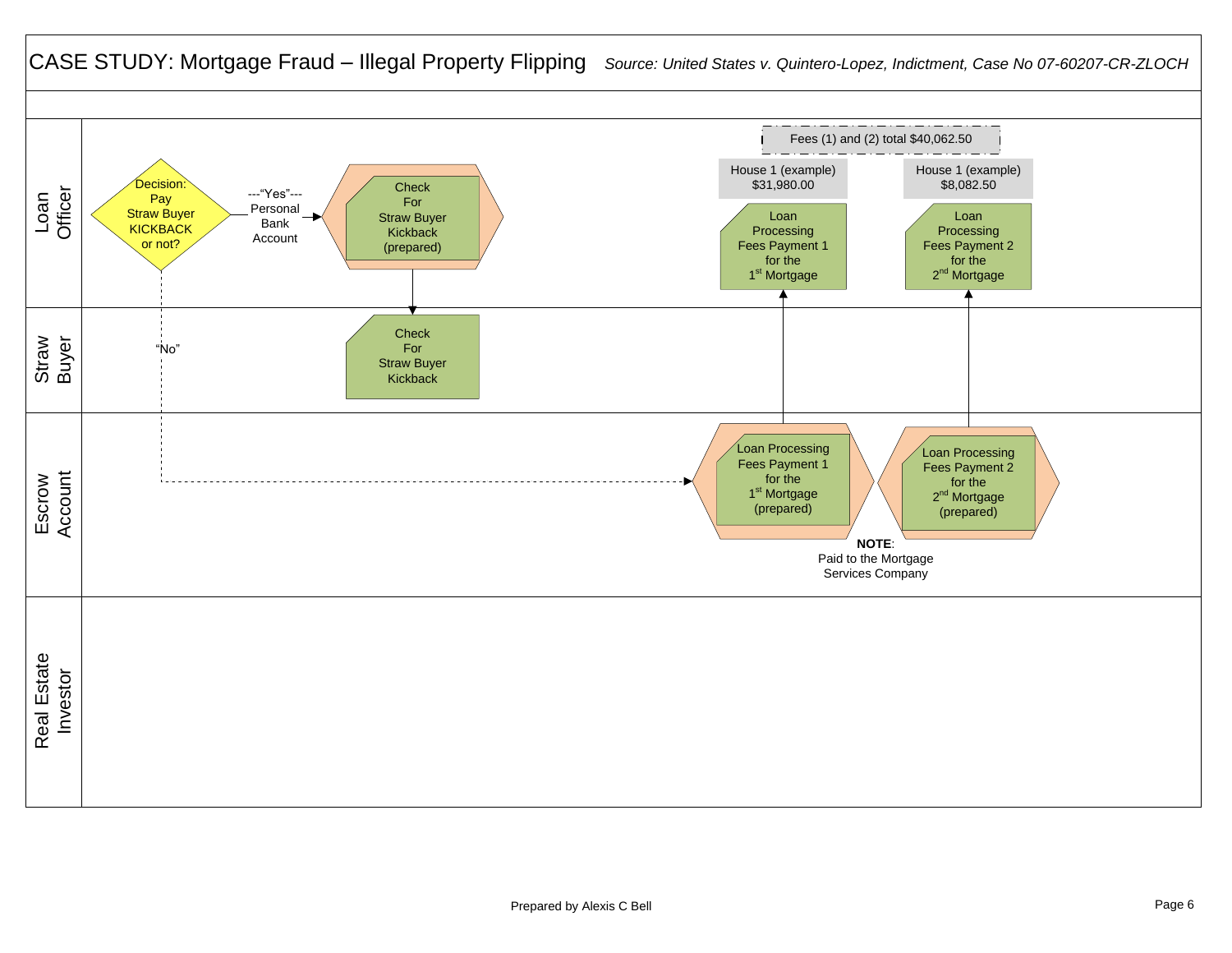# CASE STUDY: Mortgage Fraud – Illegal Property Flipping

*Source: United States v. Quintero-Lopez, Indictment, Case No 07-60207-CR-ZLOCH*

**Loan Officer**

Decision: Pay Straw Buyer KICKBACK or not?

---"Yes"--- Personal Bank Account

Check For Straw Buyer Kickback (prepared)

Fees (1) and (2) total $40,062.50

House 1 (example) $31,980.00

Loan Processing Fees Payment 1 for the 1st Mortgage

House 1 (example) $8,082.50

Loan Processing Fees Payment 2 for the 2nd Mortgage

**Straw Buyer**

"No"

Check For Straw Buyer Kickback

**Escrow Account**

Loan Processing Fees Payment 1 for the 1st Mortgage (prepared)

Loan Processing Fees Payment 2 for the 2nd Mortgage (prepared)

**NOTE**: Paid to the Mortgage Services Company

**Real Estate Investor**

Prepared by Alexis C Bell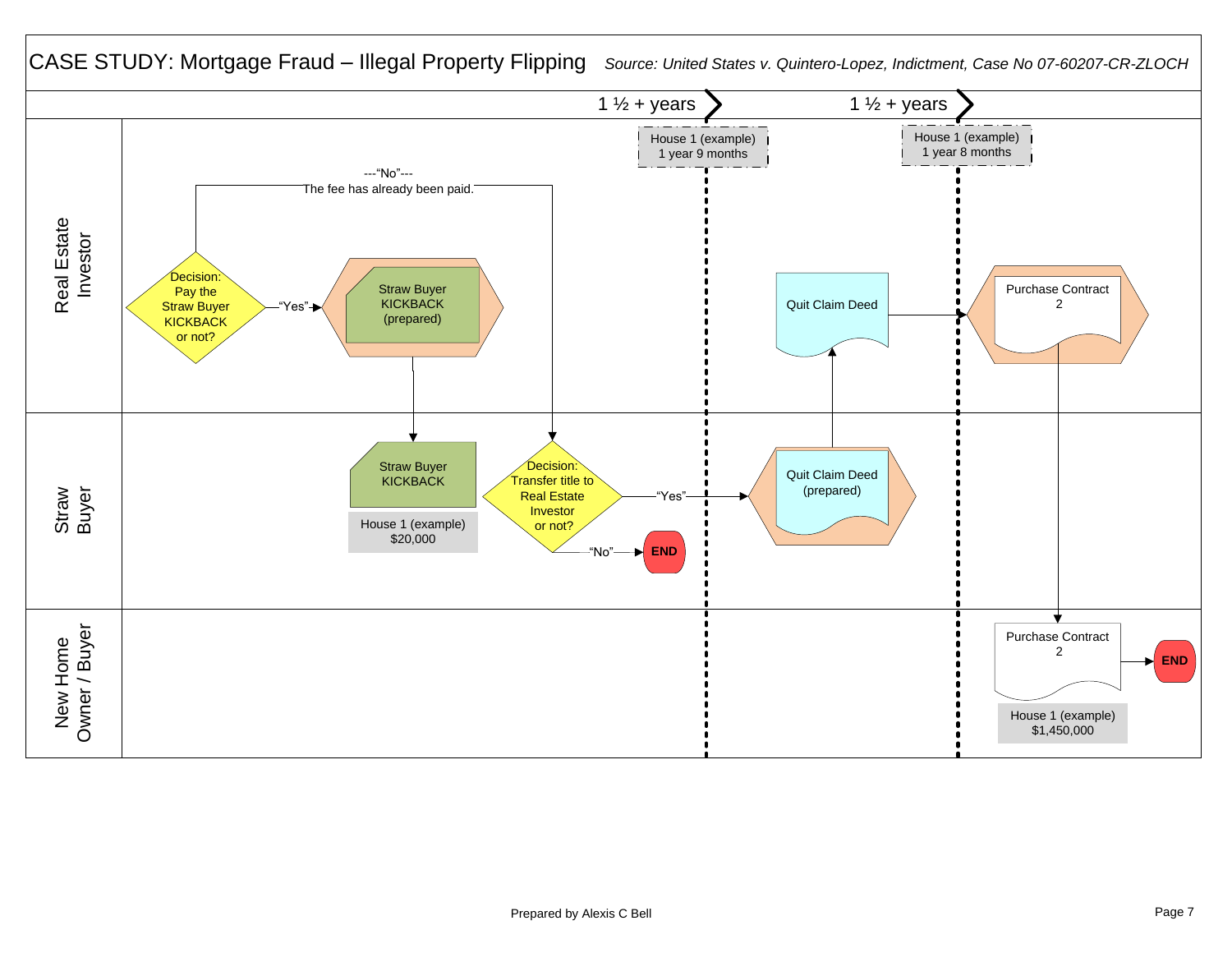# CASE STUDY: Mortgage Fraud – Illegal Property Flipping

*Source: United States v. Quintero-Lopez, Indictment, Case No 07-60207-CR-ZLOCH*

1 ½ + years

1 ½ + years

House 1 (example)
1 year 9 months

House 1 (example)
1 year 8 months

## Real Estate Investor

Decision: Pay the Straw Buyer KICKBACK or not?

---"No"--- The fee has already been paid.

"Yes"

Straw Buyer KICKBACK (prepared)

Quit Claim Deed

Purchase Contract 2

## Straw Buyer

Straw Buyer KICKBACK

House 1 (example)
$20,000

Decision: Transfer title to Real Estate Investor or not?

"Yes"

"No"

END

Quit Claim Deed (prepared)

## New Home Owner / Buyer

Purchase Contract 2

House 1 (example)
$1,450,000

END

Prepared by Alexis C Bell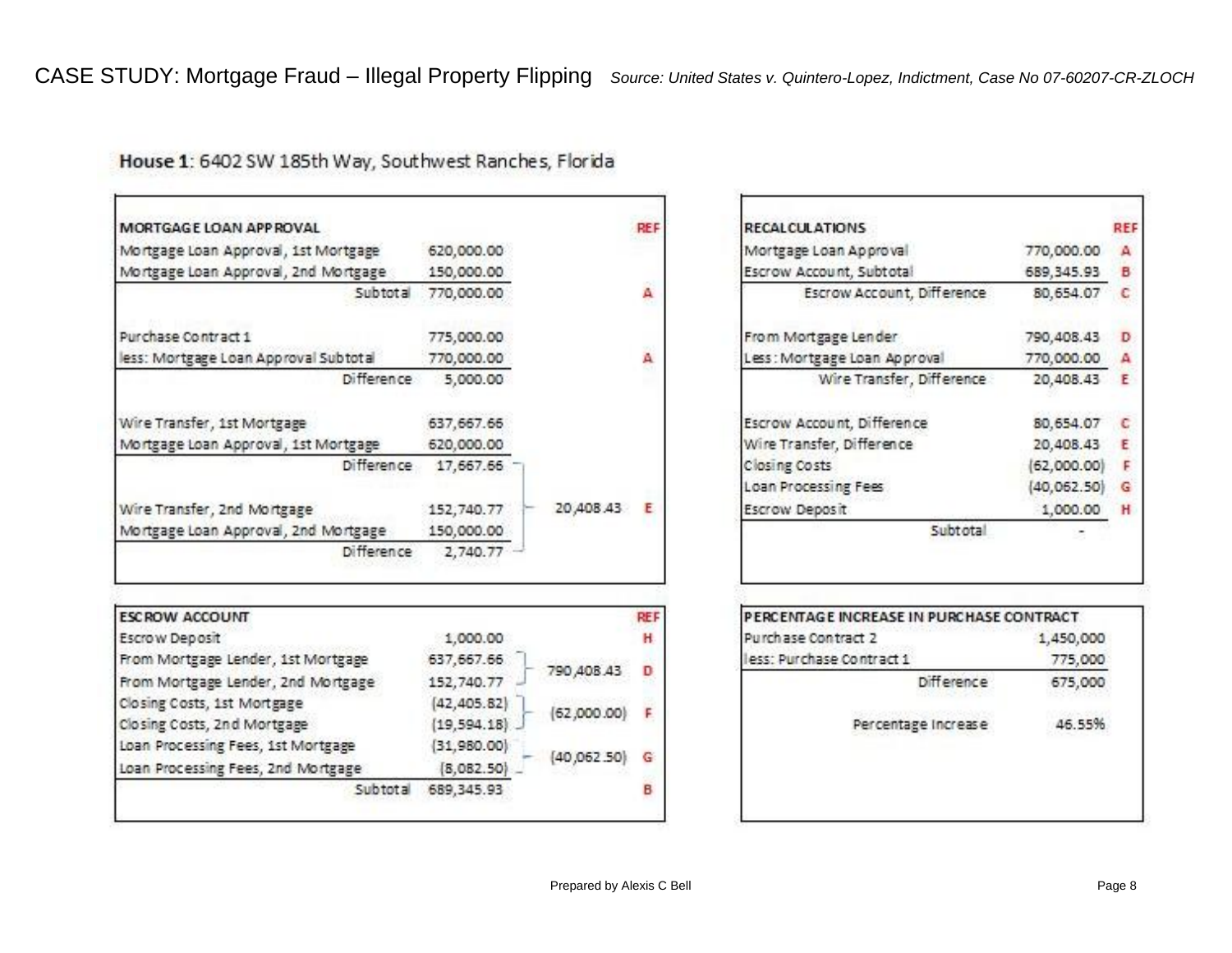# CASE STUDY: Mortgage Fraud – Illegal Property Flipping

*Source: United States v. Quintero-Lopez, Indictment, Case No 07-60207-CR-ZLOCH*

**House 1**: 6402 SW 185th Way, Southwest Ranches, Florida

| MORTGAGE LOAN APPROVAL | | | REF |
|---|---|---|---|
| Mortgage Loan Approval, 1st Mortgage | 620,000.00 | | |
| Mortgage Loan Approval, 2nd Mortgage | 150,000.00 | | |
| Subtotal | 770,000.00 | | A |
| | | | |
| Purchase Contract 1 | 775,000.00 | | |
| less: Mortgage Loan Approval Subtotal | 770,000.00 | | A |
| Difference | 5,000.00 | | |
| | | | |
| Wire Transfer, 1st Mortgage | 637,667.66 | | |
| Mortgage Loan Approval, 1st Mortgage | 620,000.00 | | |
| Difference | 17,667.66 | | |
| | | 20,408.43 | E |
| Wire Transfer, 2nd Mortgage | 152,740.77 | | |
| Mortgage Loan Approval, 2nd Mortgage | 150,000.00 | | |
| Difference | 2,740.77 | | |

| ESCROW ACCOUNT | | | REF |
|---|---|---|---|
| Escrow Deposit | 1,000.00 | | H |
| From Mortgage Lender, 1st Mortgage | 637,667.66 | 790,408.43 | D |
| From Mortgage Lender, 2nd Mortgage | 152,740.77 | | |
| Closing Costs, 1st Mortgage | (42,405.82) | (62,000.00) | F |
| Closing Costs, 2nd Mortgage | (19,594.18) | | |
| Loan Processing Fees, 1st Mortgage | (31,980.00) | (40,062.50) | G |
| Loan Processing Fees, 2nd Mortgage | (8,082.50) | | |
| Subtotal | 689,345.93 | | B |

| RECALCULATIONS | | REF |
|---|---|---|
| Mortgage Loan Approval | 770,000.00 | A |
| Escrow Account, Subtotal | 689,345.93 | B |
| Escrow Account, Difference | 80,654.07 | C |
| | | |
| From Mortgage Lender | 790,408.43 | D |
| Less: Mortgage Loan Approval | 770,000.00 | A |
| Wire Transfer, Difference | 20,408.43 | E |
| | | |
| Escrow Account, Difference | 80,654.07 | C |
| Wire Transfer, Difference | 20,408.43 | E |
| Closing Costs | (62,000.00) | F |
| Loan Processing Fees | (40,062.50) | G |
| Escrow Deposit | 1,000.00 | H |
| Subtotal | - | |

| PERCENTAGE INCREASE IN PURCHASE CONTRACT | |
|---|---|
| Purchase Contract 2 | 1,450,000 |
| less: Purchase Contract 1 | 775,000 |
| Difference | 675,000 |
| | |
| Percentage Increase | 46.55% |

Prepared by Alexis C Bell